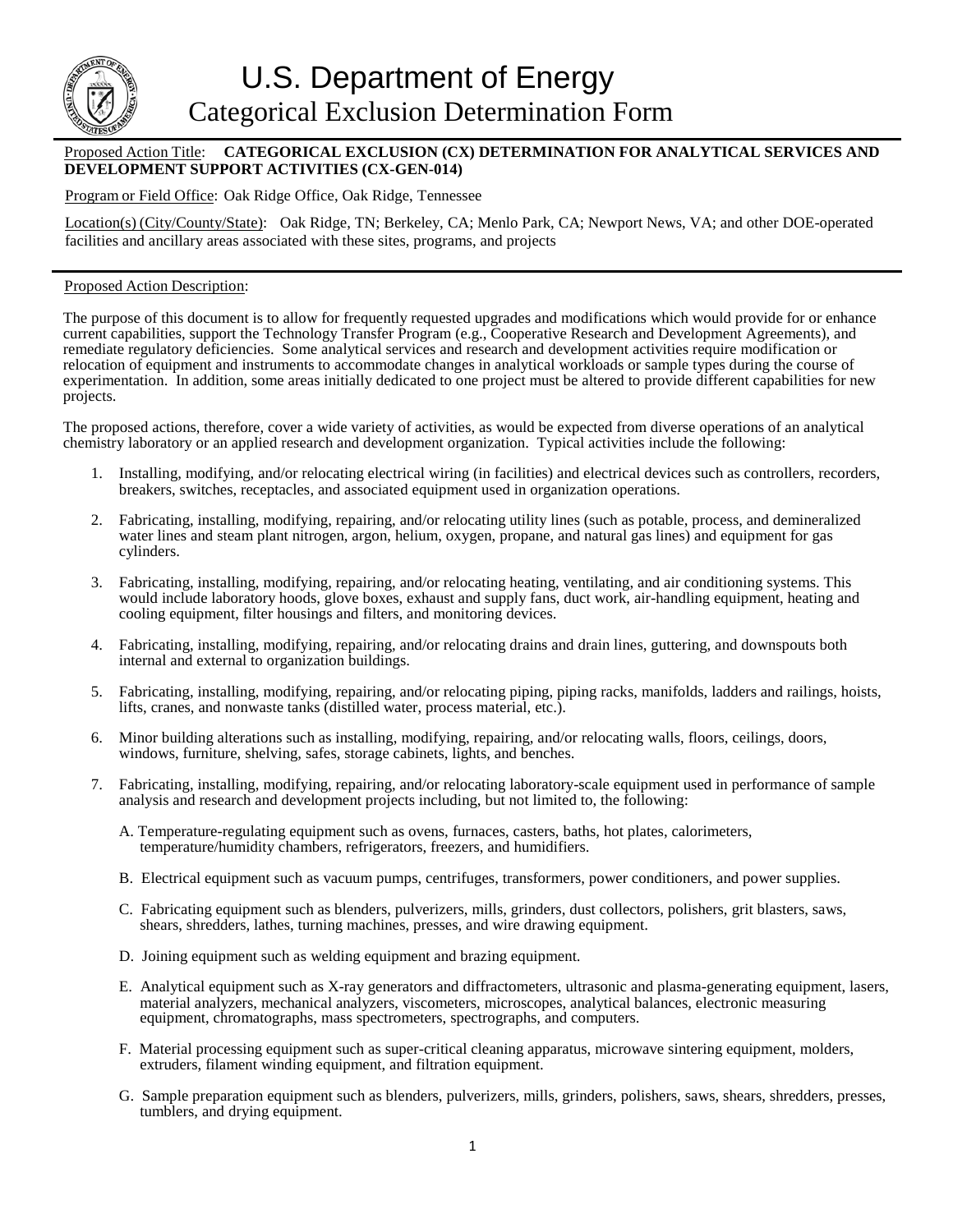# U.S. Department of Energy
## Categorical Exclusion Determination Form

Proposed Action Title: **CATEGORICAL EXCLUSION (CX) DETERMINATION FOR ANALYTICAL SERVICES AND DEVELOPMENT SUPPORT ACTIVITIES (CX-GEN-014)**

Program or Field Office: Oak Ridge Office, Oak Ridge, Tennessee

Location(s) (City/County/State): Oak Ridge, TN; Berkeley, CA; Menlo Park, CA; Newport News, VA; and other DOE-operated facilities and ancillary areas associated with these sites, programs, and projects

---

Proposed Action Description:

The purpose of this document is to allow for frequently requested upgrades and modifications which would provide for or enhance current capabilities, support the Technology Transfer Program (e.g., Cooperative Research and Development Agreements), and remediate regulatory deficiencies. Some analytical services and research and development activities require modification or relocation of equipment and instruments to accommodate changes in analytical workloads or sample types during the course of experimentation. In addition, some areas initially dedicated to one project must be altered to provide different capabilities for new projects.

The proposed actions, therefore, cover a wide variety of activities, as would be expected from diverse operations of an analytical chemistry laboratory or an applied research and development organization. Typical activities include the following:

1. Installing, modifying, and/or relocating electrical wiring (in facilities) and electrical devices such as controllers, recorders, breakers, switches, receptacles, and associated equipment used in organization operations.
2. Fabricating, installing, modifying, repairing, and/or relocating utility lines (such as potable, process, and demineralized water lines and steam plant nitrogen, argon, helium, oxygen, propane, and natural gas lines) and equipment for gas cylinders.
3. Fabricating, installing, modifying, repairing, and/or relocating heating, ventilating, and air conditioning systems. This would include laboratory hoods, glove boxes, exhaust and supply fans, duct work, air-handling equipment, heating and cooling equipment, filter housings and filters, and monitoring devices.
4. Fabricating, installing, modifying, repairing, and/or relocating drains and drain lines, guttering, and downspouts both internal and external to organization buildings.
5. Fabricating, installing, modifying, repairing, and/or relocating piping, piping racks, manifolds, ladders and railings, hoists, lifts, cranes, and nonwaste tanks (distilled water, process material, etc.).
6. Minor building alterations such as installing, modifying, repairing, and/or relocating walls, floors, ceilings, doors, windows, furniture, shelving, safes, storage cabinets, lights, and benches.
7. Fabricating, installing, modifying, repairing, and/or relocating laboratory-scale equipment used in performance of sample analysis and research and development projects including, but not limited to, the following:

   A. Temperature-regulating equipment such as ovens, furnaces, casters, baths, hot plates, calorimeters, temperature/humidity chambers, refrigerators, freezers, and humidifiers.

   B. Electrical equipment such as vacuum pumps, centrifuges, transformers, power conditioners, and power supplies.

   C. Fabricating equipment such as blenders, pulverizers, mills, grinders, dust collectors, polishers, grit blasters, saws, shears, shredders, lathes, turning machines, presses, and wire drawing equipment.

   D. Joining equipment such as welding equipment and brazing equipment.

   E. Analytical equipment such as X-ray generators and diffractometers, ultrasonic and plasma-generating equipment, lasers, material analyzers, mechanical analyzers, viscometers, microscopes, analytical balances, electronic measuring equipment, chromatographs, mass spectrometers, spectrographs, and computers.

   F. Material processing equipment such as super-critical cleaning apparatus, microwave sintering equipment, molders, extruders, filament winding equipment, and filtration equipment.

   G. Sample preparation equipment such as blenders, pulverizers, mills, grinders, polishers, saws, shears, shredders, presses, tumblers, and drying equipment.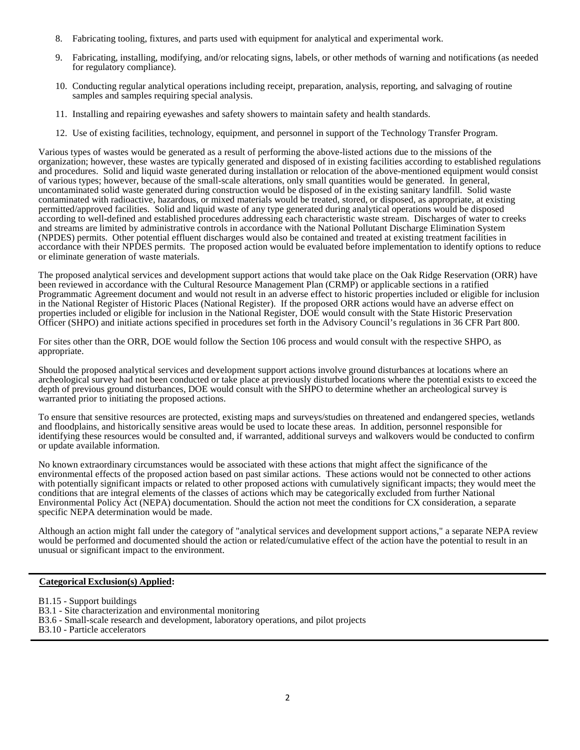8. Fabricating tooling, fixtures, and parts used with equipment for analytical and experimental work.
9. Fabricating, installing, modifying, and/or relocating signs, labels, or other methods of warning and notifications (as needed for regulatory compliance).
10. Conducting regular analytical operations including receipt, preparation, analysis, reporting, and salvaging of routine samples and samples requiring special analysis.
11. Installing and repairing eyewashes and safety showers to maintain safety and health standards.
12. Use of existing facilities, technology, equipment, and personnel in support of the Technology Transfer Program.

Various types of wastes would be generated as a result of performing the above-listed actions due to the missions of the organization; however, these wastes are typically generated and disposed of in existing facilities according to established regulations and procedures. Solid and liquid waste generated during installation or relocation of the above-mentioned equipment would consist of various types; however, because of the small-scale alterations, only small quantities would be generated. In general, uncontaminated solid waste generated during construction would be disposed of in the existing sanitary landfill. Solid waste contaminated with radioactive, hazardous, or mixed materials would be treated, stored, or disposed, as appropriate, at existing permitted/approved facilities. Solid and liquid waste of any type generated during analytical operations would be disposed according to well-defined and established procedures addressing each characteristic waste stream. Discharges of water to creeks and streams are limited by administrative controls in accordance with the National Pollutant Discharge Elimination System (NPDES) permits. Other potential effluent discharges would also be contained and treated at existing treatment facilities in accordance with their NPDES permits. The proposed action would be evaluated before implementation to identify options to reduce or eliminate generation of waste materials.

The proposed analytical services and development support actions that would take place on the Oak Ridge Reservation (ORR) have been reviewed in accordance with the Cultural Resource Management Plan (CRMP) or applicable sections in a ratified Programmatic Agreement document and would not result in an adverse effect to historic properties included or eligible for inclusion in the National Register of Historic Places (National Register). If the proposed ORR actions would have an adverse effect on properties included or eligible for inclusion in the National Register, DOE would consult with the State Historic Preservation Officer (SHPO) and initiate actions specified in procedures set forth in the Advisory Council's regulations in 36 CFR Part 800.

For sites other than the ORR, DOE would follow the Section 106 process and would consult with the respective SHPO, as appropriate.

Should the proposed analytical services and development support actions involve ground disturbances at locations where an archeological survey had not been conducted or take place at previously disturbed locations where the potential exists to exceed the depth of previous ground disturbances, DOE would consult with the SHPO to determine whether an archeological survey is warranted prior to initiating the proposed actions.

To ensure that sensitive resources are protected, existing maps and surveys/studies on threatened and endangered species, wetlands and floodplains, and historically sensitive areas would be used to locate these areas. In addition, personnel responsible for identifying these resources would be consulted and, if warranted, additional surveys and walkovers would be conducted to confirm or update available information.

No known extraordinary circumstances would be associated with these actions that might affect the significance of the environmental effects of the proposed action based on past similar actions. These actions would not be connected to other actions with potentially significant impacts or related to other proposed actions with cumulatively significant impacts; they would meet the conditions that are integral elements of the classes of actions which may be categorically excluded from further National Environmental Policy Act (NEPA) documentation. Should the action not meet the conditions for CX consideration, a separate specific NEPA determination would be made.

Although an action might fall under the category of "analytical services and development support actions," a separate NEPA review would be performed and documented should the action or related/cumulative effect of the action have the potential to result in an unusual or significant impact to the environment.

**Categorical Exclusion(s) Applied:**

B1.15 - Support buildings
B3.1 - Site characterization and environmental monitoring
B3.6 - Small-scale research and development, laboratory operations, and pilot projects
B3.10 - Particle accelerators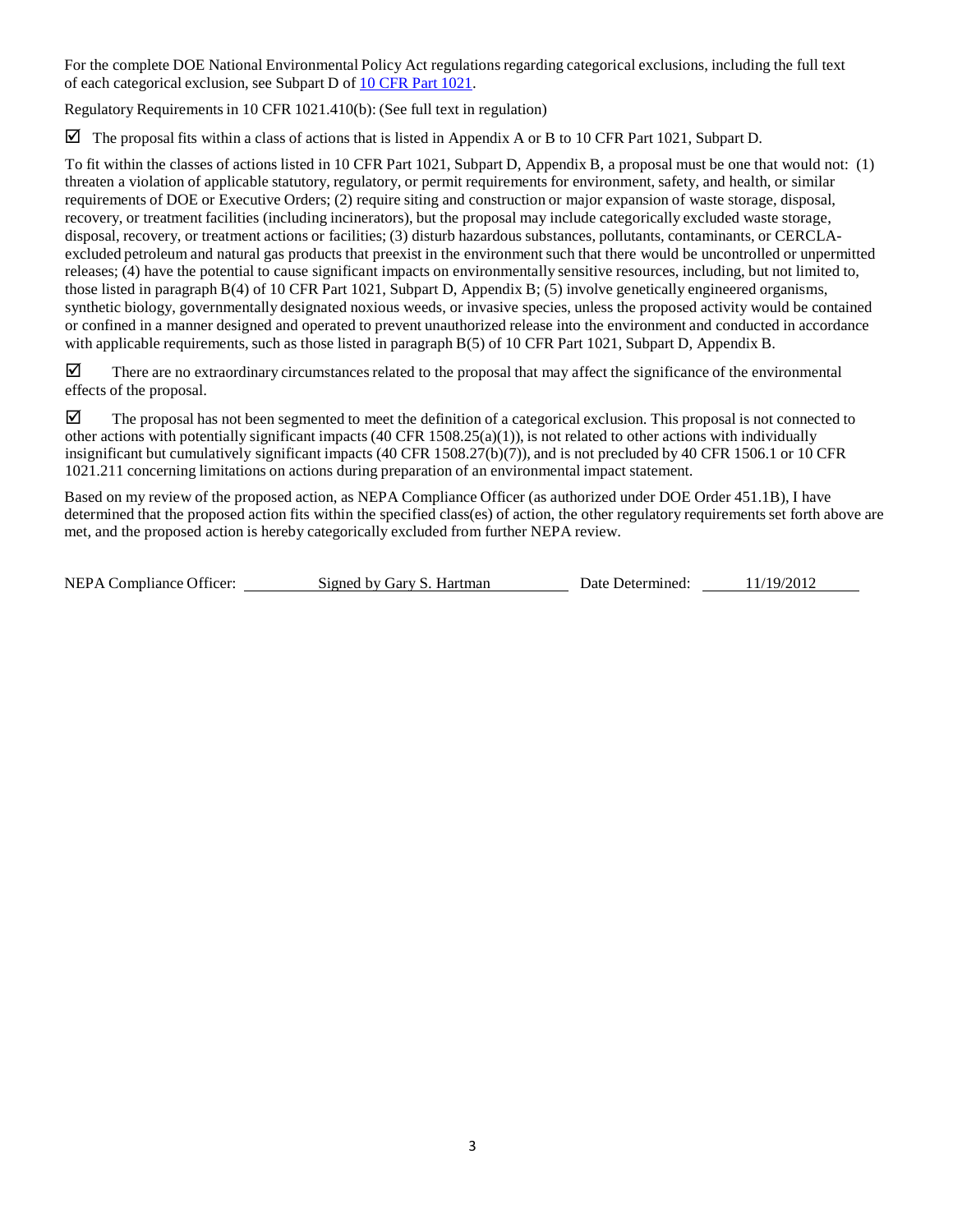For the complete DOE National Environmental Policy Act regulations regarding categorical exclusions, including the full text of each categorical exclusion, see Subpart D of [10 CFR Part 1021](10 CFR Part 1021).

Regulatory Requirements in 10 CFR 1021.410(b): (See full text in regulation)

☑ The proposal fits within a class of actions that is listed in Appendix A or B to 10 CFR Part 1021, Subpart D.

To fit within the classes of actions listed in 10 CFR Part 1021, Subpart D, Appendix B, a proposal must be one that would not: (1) threaten a violation of applicable statutory, regulatory, or permit requirements for environment, safety, and health, or similar requirements of DOE or Executive Orders; (2) require siting and construction or major expansion of waste storage, disposal, recovery, or treatment facilities (including incinerators), but the proposal may include categorically excluded waste storage, disposal, recovery, or treatment actions or facilities; (3) disturb hazardous substances, pollutants, contaminants, or CERCLA-excluded petroleum and natural gas products that preexist in the environment such that there would be uncontrolled or unpermitted releases; (4) have the potential to cause significant impacts on environmentally sensitive resources, including, but not limited to, those listed in paragraph B(4) of 10 CFR Part 1021, Subpart D, Appendix B; (5) involve genetically engineered organisms, synthetic biology, governmentally designated noxious weeds, or invasive species, unless the proposed activity would be contained or confined in a manner designed and operated to prevent unauthorized release into the environment and conducted in accordance with applicable requirements, such as those listed in paragraph B(5) of 10 CFR Part 1021, Subpart D, Appendix B.

☑ There are no extraordinary circumstances related to the proposal that may affect the significance of the environmental effects of the proposal.

☑ The proposal has not been segmented to meet the definition of a categorical exclusion. This proposal is not connected to other actions with potentially significant impacts (40 CFR 1508.25(a)(1)), is not related to other actions with individually insignificant but cumulatively significant impacts (40 CFR 1508.27(b)(7)), and is not precluded by 40 CFR 1506.1 or 10 CFR 1021.211 concerning limitations on actions during preparation of an environmental impact statement.

Based on my review of the proposed action, as NEPA Compliance Officer (as authorized under DOE Order 451.1B), I have determined that the proposed action fits within the specified class(es) of action, the other regulatory requirements set forth above are met, and the proposed action is hereby categorically excluded from further NEPA review.

NEPA Compliance Officer: Signed by Gary S. Hartman Date Determined: 11/19/2012